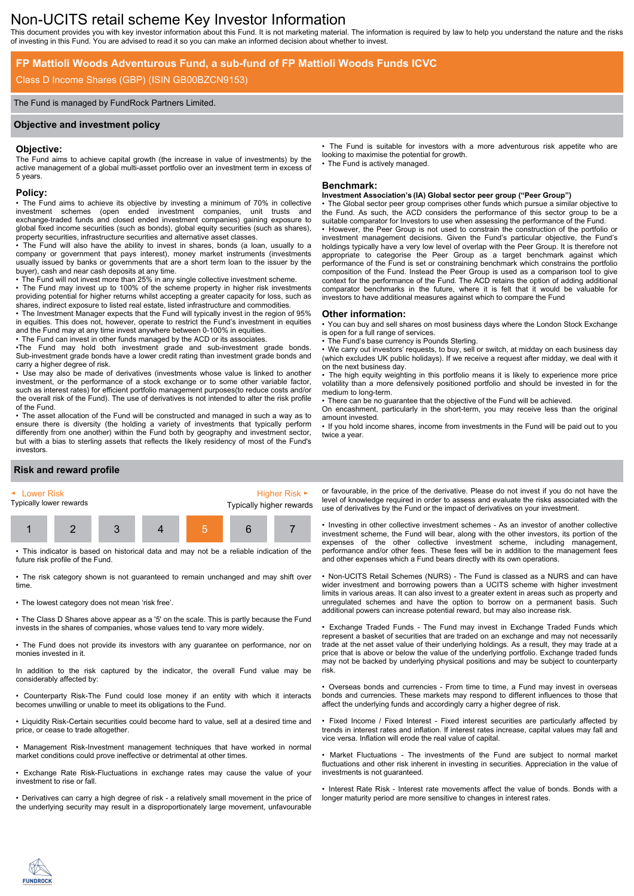# Non-UCITS retail scheme Key Investor Information

This document provides you with key investor information about this Fund. It is not marketing material. The information is required by law to help you understand the nature and the risks of investing in this Fund. You are advised to read it so you can make an informed decision about whether to invest.

## FP Mattioli Woods Adventurous Fund, a sub-fund of FP Mattioli Woods Funds ICVC

Class D Income Shares (GBP) (ISIN GB00BZCN9153)

The Fund is managed by FundRock Partners Limited.

## Objective and investment policy

### Objective:

The Fund aims to achieve capital growth (the increase in value of investments) by the active management of a global multi-asset portfolio over an investment term in excess of 5 years.

### Policy:

- The Fund aims to achieve its objective by investing a minimum of 70% in collective investment schemes (open ended investment companies, unit trusts and exchange-traded funds and closed ended investment companies) gaining exposure to global fixed income securities (such as bonds), global equity securities (such as shares), property securities, infrastructure securities and alternative asset classes.
- The Fund will also have the ability to invest in shares, bonds (a loan, usually to a company or government that pays interest), money market instruments (investments usually issued by banks or governments that are a short term loan to the issuer by the buyer), cash and near cash deposits at any time.
- The Fund will not invest more than 25% in any single collective investment scheme.
- The Fund may invest up to 100% of the scheme property in higher risk investments providing potential for higher returns whilst accepting a greater capacity for loss, such as shares, indirect exposure to listed real estate, listed infrastructure and commodities.
- The Investment Manager expects that the Fund will typically invest in the region of 95% in equities. This does not, however, operate to restrict the Fund's investment in equities and the Fund may at any time invest anywhere between 0-100% in equities.
- The Fund can invest in other funds managed by the ACD or its associates.
- The Fund may hold both investment grade and sub-investment grade bonds. Sub-investment grade bonds have a lower credit rating than investment grade bonds and carry a higher degree of risk.
- Use may also be made of derivatives (investments whose value is linked to another investment, or the performance of a stock exchange or to some other variable factor, such as interest rates) for efficient portfolio management purposes(to reduce costs and/or the overall risk of the Fund). The use of derivatives is not intended to alter the risk profile of the Fund.
- The asset allocation of the Fund will be constructed and managed in such a way as to ensure there is diversity (the holding a variety of investments that typically perform differently from one another) within the Fund both by geography and investment sector, but with a bias to sterling assets that reflects the likely residency of most of the Fund's investors.
- The Fund is suitable for investors with a more adventurous risk appetite who are looking to maximise the potential for growth.
- The Fund is actively managed.

### Benchmark:

**Investment Association's (IA) Global sector peer group ("Peer Group")**

- The Global sector peer group comprises other funds which pursue a similar objective to the Fund. As such, the ACD considers the performance of this sector group to be a suitable comparator for Investors to use when assessing the performance of the Fund.
- However, the Peer Group is not used to constrain the construction of the portfolio or investment management decisions. Given the Fund's particular objective, the Fund's holdings typically have a very low level of overlap with the Peer Group. It is therefore not appropriate to categorise the Peer Group as a target benchmark against which performance of the Fund is set or constraining benchmark which constrains the portfolio composition of the Fund. Instead the Peer Group is used as a comparison tool to give context for the performance of the Fund. The ACD retains the option of adding additional comparator benchmarks in the future, where it is felt that it would be valuable for investors to have additional measures against which to compare the Fund

### Other information:

- You can buy and sell shares on most business days where the London Stock Exchange is open for a full range of services.
- The Fund's base currency is Pounds Sterling.
- We carry out investors' requests, to buy, sell or switch, at midday on each business day (which excludes UK public holidays). If we receive a request after midday, we deal with it on the next business day.
- The high equity weighting in this portfolio means it is likely to experience more price volatility than a more defensively positioned portfolio and should be invested in for the medium to long-term.
- There can be no guarantee that the objective of the Fund will be achieved.

On encashment, particularly in the short-term, you may receive less than the original amount invested.

- If you hold income shares, income from investments in the Fund will be paid out to you twice a year.

## Risk and reward profile

| ◄ Lower Risk<br>Typically lower rewards | | | | | | Higher Risk ►<br>Typically higher rewards |
|---|---|---|---|---|---|---|
| 1 | 2 | 3 | 4 | **5** | 6 | 7 |

- This indicator is based on historical data and may not be a reliable indication of the future risk profile of the Fund.
- The risk category shown is not guaranteed to remain unchanged and may shift over time.
- The lowest category does not mean 'risk free'.
- The Class D Shares above appear as a '5' on the scale. This is partly because the Fund invests in the shares of companies, whose values tend to vary more widely.
- The Fund does not provide its investors with any guarantee on performance, nor on monies invested in it.

In addition to the risk captured by the indicator, the overall Fund value may be considerably affected by:

- Counterparty Risk-The Fund could lose money if an entity with which it interacts becomes unwilling or unable to meet its obligations to the Fund.
- Liquidity Risk-Certain securities could become hard to value, sell at a desired time and price, or cease to trade altogether.
- Management Risk-Investment management techniques that have worked in normal market conditions could prove ineffective or detrimental at other times.
- Exchange Rate Risk-Fluctuations in exchange rates may cause the value of your investment to rise or fall.
- Derivatives can carry a high degree of risk - a relatively small movement in the price of the underlying security may result in a disproportionately large movement, unfavourable or favourable, in the price of the derivative. Please do not invest if you do not have the level of knowledge required in order to assess and evaluate the risks associated with the use of derivatives by the Fund or the impact of derivatives on your investment.
- Investing in other collective investment schemes - As an investor of another collective investment scheme, the Fund will bear, along with the other investors, its portion of the expenses of the other collective investment scheme, including management, performance and/or other fees. These fees will be in addition to the management fees and other expenses which a Fund bears directly with its own operations.
- Non-UCITS Retail Schemes (NURS) - The Fund is classed as a NURS and can have wider investment and borrowing powers than a UCITS scheme with higher investment limits in various areas. It can also invest to a greater extent in areas such as property and unregulated schemes and have the option to borrow on a permanent basis. Such additional powers can increase potential reward, but may also increase risk.
- Exchange Traded Funds - The Fund may invest in Exchange Traded Funds which represent a basket of securities that are traded on an exchange and may not necessarily trade at the net asset value of their underlying holdings. As a result, they may trade at a price that is above or below the value of the underlying portfolio. Exchange traded funds may not be backed by underlying physical positions and may be subject to counterparty risk.
- Overseas bonds and currencies - From time to time, a Fund may invest in overseas bonds and currencies. These markets may respond to different influences to those that affect the underlying funds and accordingly carry a higher degree of risk.
- Fixed Income / Fixed Interest - Fixed interest securities are particularly affected by trends in interest rates and inflation. If interest rates increase, capital values may fall and vice versa. Inflation will erode the real value of capital.
- Market Fluctuations - The investments of the Fund are subject to normal market fluctuations and other risk inherent in investing in securities. Appreciation in the value of investments is not guaranteed.
- Interest Rate Risk - Interest rate movements affect the value of bonds. Bonds with a longer maturity period are more sensitive to changes in interest rates.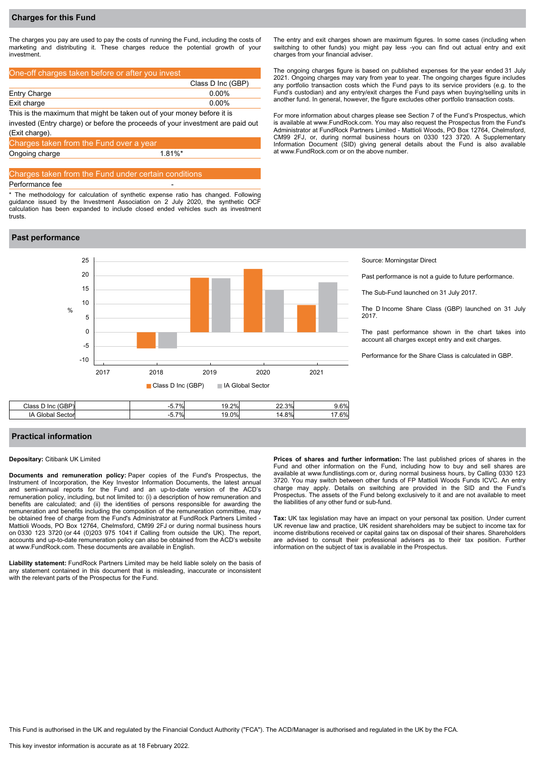## Charges for this Fund

The charges you pay are used to pay the costs of running the Fund, including the costs of marketing and distributing it. These charges reduce the potential growth of your investment.

| One-off charges taken before or after you invest | |
|---|---|
| | Class D Inc (GBP) |
| Entry Charge | 0.00% |
| Exit charge | 0.00% |

This is the maximum that might be taken out of your money before it is invested (Entry charge) or before the proceeds of your investment are paid out (Exit charge).

| Charges taken from the Fund over a year | |
|---|---|
| Ongoing charge | 1.81%* |

| Charges taken from the Fund under certain conditions | |
|---|---|
| Performance fee | - |

* The methodology for calculation of synthetic expense ratio has changed. Following guidance issued by the Investment Association on 2 July 2020, the synthetic OCF calculation has been expanded to include closed ended vehicles such as investment trusts.

The entry and exit charges shown are maximum figures. In some cases (including when switching to other funds) you might pay less -you can find out actual entry and exit charges from your financial adviser.

The ongoing charges figure is based on published expenses for the year ended 31 July 2021. Ongoing charges may vary from year to year. The ongoing charges figure includes any portfolio transaction costs which the Fund pays to its service providers (e.g. to the Fund's custodian) and any entry/exit charges the Fund pays when buying/selling units in another fund. In general, however, the figure excludes other portfolio transaction costs.

For more information about charges please see Section 7 of the Fund's Prospectus, which is available at www.FundRock.com. You may also request the Prospectus from the Fund's Administrator at FundRock Partners Limited - Mattioli Woods, PO Box 12764, Chelmsford, CM99 2FJ, or, during normal business hours on 0330 123 3720. A Supplementary Information Document (SID) giving general details about the Fund is also available at www.FundRock.com or on the above number.

## Past performance

25
20
15
10
5
0
-5
-10
%
2017 2018 2019 2020 2021
Class D Inc (GBP) IA Global Sector

| | 2017 | 2018 | 2019 | 2020 | 2021 |
|---|---|---|---|---|---|
| Class D Inc (GBP) | | -5.7% | 19.2% | 22.3% | 9.6% |
| IA Global Sector | | -5.7% | 19.0% | 14.8% | 17.6% |

Source: Morningstar Direct

Past performance is not a guide to future performance.

The Sub-Fund launched on 31 July 2017.

The D Income Share Class (GBP) launched on 31 July 2017.

The past performance shown in the chart takes into account all charges except entry and exit charges.

Performance for the Share Class is calculated in GBP.

## Practical information

**Depositary:** Citibank UK Limited

**Documents and remuneration policy:** Paper copies of the Fund's Prospectus, the Instrument of Incorporation, the Key Investor Information Documents, the latest annual and semi-annual reports for the Fund and an up-to-date version of the ACD's remuneration policy, including, but not limited to: (i) a description of how remuneration and benefits are calculated; and (ii) the identities of persons responsible for awarding the remuneration and benefits including the composition of the remuneration committee, may be obtained free of charge from the Fund's Administrator at FundRock Partners Limited - Mattioli Woods, PO Box 12764, Chelmsford, CM99 2FJ or during normal business hours on 0330 123 3720 (or 44 (0)203 975 1041 if Calling from outside the UK). The report, accounts and up-to-date remuneration policy can also be obtained from the ACD's website at www.FundRock.com. These documents are available in English.

**Liability statement:** FundRock Partners Limited may be held liable solely on the basis of any statement contained in this document that is misleading, inaccurate or inconsistent with the relevant parts of the Prospectus for the Fund.

**Prices of shares and further information:** The last published prices of shares in the Fund and other information on the Fund, including how to buy and sell shares are available at www.fundlistings.com or, during normal business hours, by Calling 0330 123 3720. You may switch between other funds of FP Mattioli Woods Funds ICVC. An entry charge may apply. Details on switching are provided in the SID and the Fund's Prospectus. The assets of the Fund belong exclusively to it and are not available to meet the liabilities of any other fund or sub-fund.

**Tax:** UK tax legislation may have an impact on your personal tax position. Under current UK revenue law and practice, UK resident shareholders may be subject to income tax for income distributions received or capital gains tax on disposal of their shares. Shareholders are advised to consult their professional advisers as to their tax position. Further information on the subject of tax is available in the Prospectus.

This Fund is authorised in the UK and regulated by the Financial Conduct Authority ("FCA"). The ACD/Manager is authorised and regulated in the UK by the FCA.

This key investor information is accurate as at 18 February 2022.